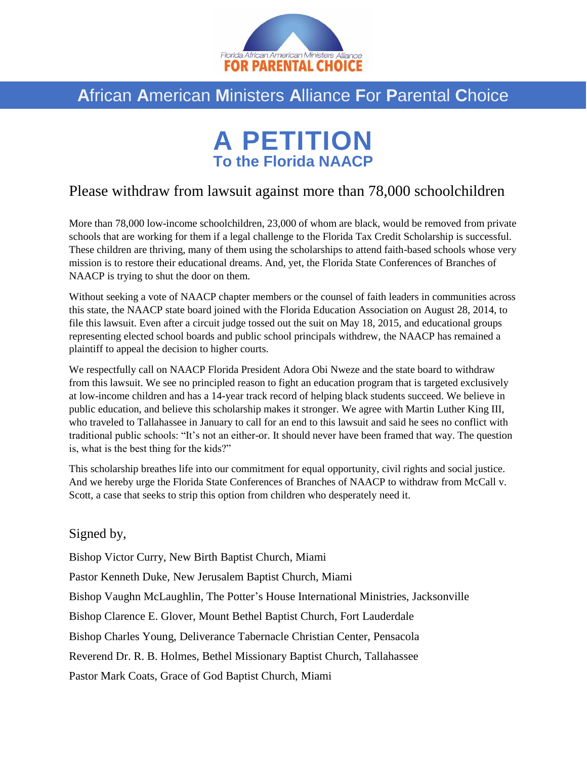Florida African American Ministers Alliance

FOR PARENTAL CHOICE

## African American Ministers Alliance For Parental Choice

# A PETITION

## To the Florida NAACP

### Please withdraw from lawsuit against more than 78,000 schoolchildren

More than 78,000 low-income schoolchildren, 23,000 of whom are black, would be removed from private schools that are working for them if a legal challenge to the Florida Tax Credit Scholarship is successful. These children are thriving, many of them using the scholarships to attend faith-based schools whose very mission is to restore their educational dreams. And, yet, the Florida State Conferences of Branches of NAACP is trying to shut the door on them.

Without seeking a vote of NAACP chapter members or the counsel of faith leaders in communities across this state, the NAACP state board joined with the Florida Education Association on August 28, 2014, to file this lawsuit. Even after a circuit judge tossed out the suit on May 18, 2015, and educational groups representing elected school boards and public school principals withdrew, the NAACP has remained a plaintiff to appeal the decision to higher courts.

We respectfully call on NAACP Florida President Adora Obi Nweze and the state board to withdraw from this lawsuit. We see no principled reason to fight an education program that is targeted exclusively at low-income children and has a 14-year track record of helping black students succeed. We believe in public education, and believe this scholarship makes it stronger. We agree with Martin Luther King III, who traveled to Tallahassee in January to call for an end to this lawsuit and said he sees no conflict with traditional public schools: "It's not an either-or. It should never have been framed that way. The question is, what is the best thing for the kids?"

This scholarship breathes life into our commitment for equal opportunity, civil rights and social justice. And we hereby urge the Florida State Conferences of Branches of NAACP to withdraw from McCall v. Scott, a case that seeks to strip this option from children who desperately need it.

Signed by,

Bishop Victor Curry, New Birth Baptist Church, Miami

Pastor Kenneth Duke, New Jerusalem Baptist Church, Miami

Bishop Vaughn McLaughlin, The Potter's House International Ministries, Jacksonville

Bishop Clarence E. Glover, Mount Bethel Baptist Church, Fort Lauderdale

Bishop Charles Young, Deliverance Tabernacle Christian Center, Pensacola

Reverend Dr. R. B. Holmes, Bethel Missionary Baptist Church, Tallahassee

Pastor Mark Coats, Grace of God Baptist Church, Miami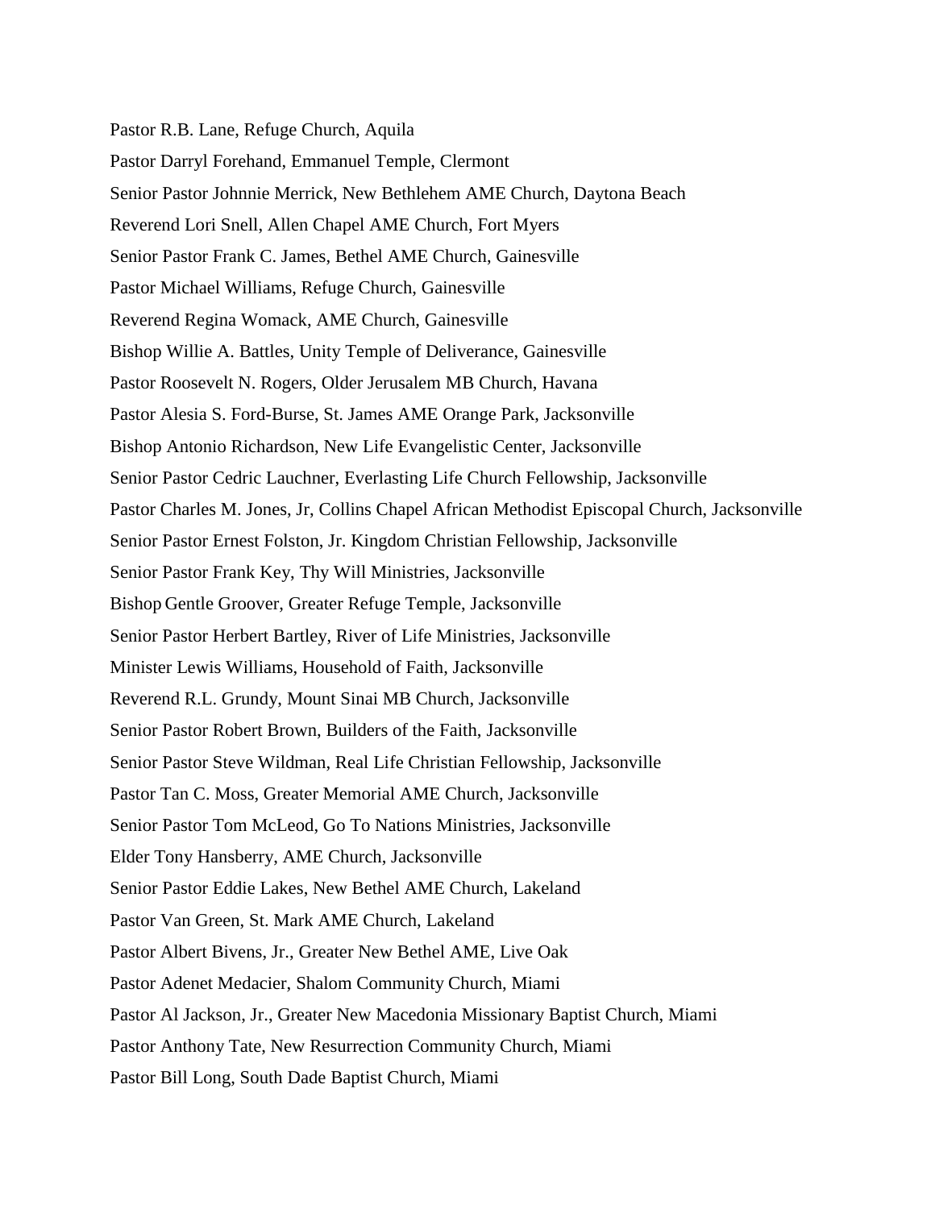Pastor R.B. Lane, Refuge Church, Aquila

Pastor Darryl Forehand, Emmanuel Temple, Clermont

Senior Pastor Johnnie Merrick, New Bethlehem AME Church, Daytona Beach

Reverend Lori Snell, Allen Chapel AME Church, Fort Myers

Senior Pastor Frank C. James, Bethel AME Church, Gainesville

Pastor Michael Williams, Refuge Church, Gainesville

Reverend Regina Womack, AME Church, Gainesville

Bishop Willie A. Battles, Unity Temple of Deliverance, Gainesville

Pastor Roosevelt N. Rogers, Older Jerusalem MB Church, Havana

Pastor Alesia S. Ford-Burse, St. James AME Orange Park, Jacksonville

Bishop Antonio Richardson, New Life Evangelistic Center, Jacksonville

Senior Pastor Cedric Lauchner, Everlasting Life Church Fellowship, Jacksonville

Pastor Charles M. Jones, Jr, Collins Chapel African Methodist Episcopal Church, Jacksonville

Senior Pastor Ernest Folston, Jr. Kingdom Christian Fellowship, Jacksonville

Senior Pastor Frank Key, Thy Will Ministries, Jacksonville

Bishop Gentle Groover, Greater Refuge Temple, Jacksonville

Senior Pastor Herbert Bartley, River of Life Ministries, Jacksonville

Minister Lewis Williams, Household of Faith, Jacksonville

Reverend R.L. Grundy, Mount Sinai MB Church, Jacksonville

Senior Pastor Robert Brown, Builders of the Faith, Jacksonville

Senior Pastor Steve Wildman, Real Life Christian Fellowship, Jacksonville

Pastor Tan C. Moss, Greater Memorial AME Church, Jacksonville

Senior Pastor Tom McLeod, Go To Nations Ministries, Jacksonville

Elder Tony Hansberry, AME Church, Jacksonville

Senior Pastor Eddie Lakes, New Bethel AME Church, Lakeland

Pastor Van Green, St. Mark AME Church, Lakeland

Pastor Albert Bivens, Jr., Greater New Bethel AME, Live Oak

Pastor Adenet Medacier, Shalom Community Church, Miami

Pastor Al Jackson, Jr., Greater New Macedonia Missionary Baptist Church, Miami

Pastor Anthony Tate, New Resurrection Community Church, Miami

Pastor Bill Long, South Dade Baptist Church, Miami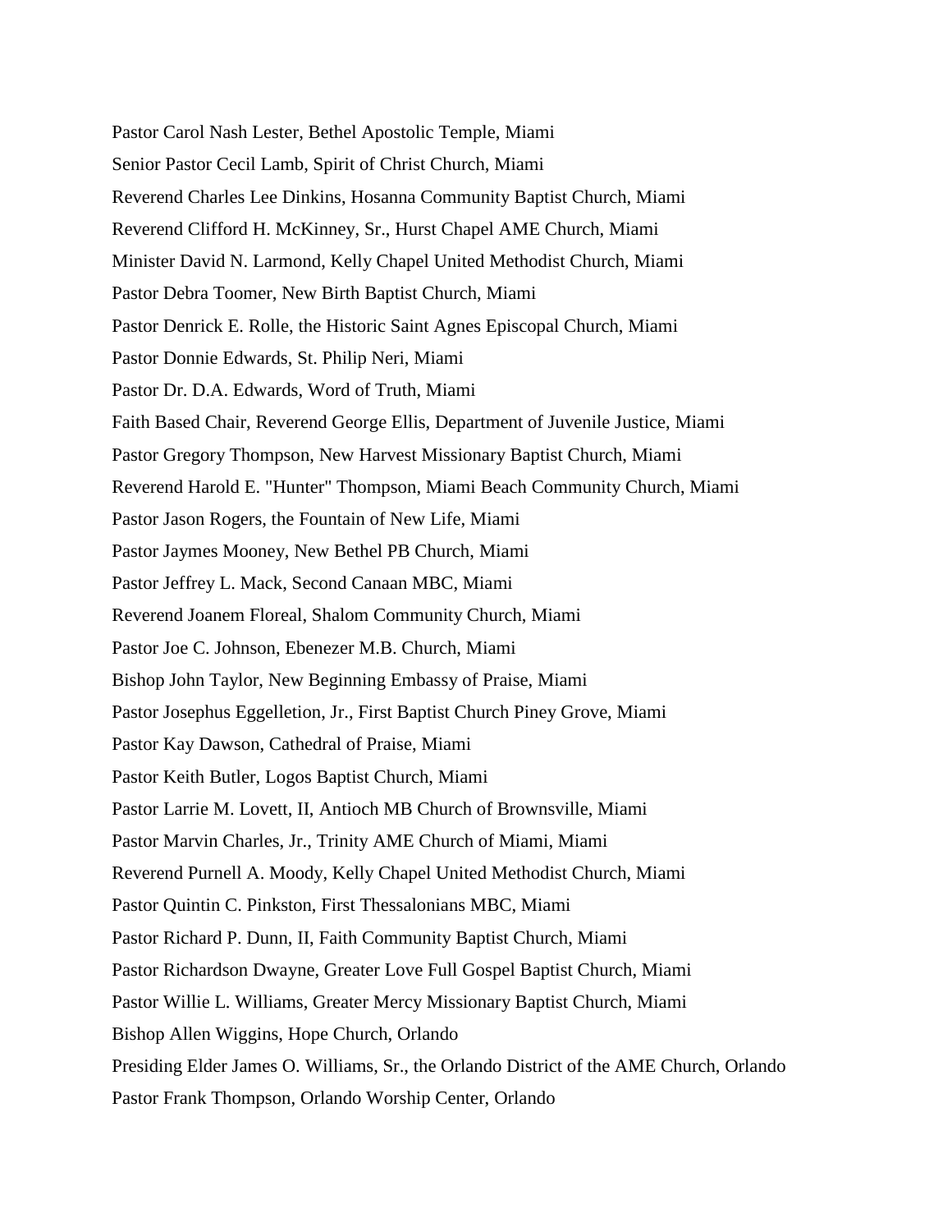Pastor Carol Nash Lester, Bethel Apostolic Temple, Miami

Senior Pastor Cecil Lamb, Spirit of Christ Church, Miami

Reverend Charles Lee Dinkins, Hosanna Community Baptist Church, Miami

Reverend Clifford H. McKinney, Sr., Hurst Chapel AME Church, Miami

Minister David N. Larmond, Kelly Chapel United Methodist Church, Miami

Pastor Debra Toomer, New Birth Baptist Church, Miami

Pastor Denrick E. Rolle, the Historic Saint Agnes Episcopal Church, Miami

Pastor Donnie Edwards, St. Philip Neri, Miami

Pastor Dr. D.A. Edwards, Word of Truth, Miami

Faith Based Chair, Reverend George Ellis, Department of Juvenile Justice, Miami

Pastor Gregory Thompson, New Harvest Missionary Baptist Church, Miami

Reverend Harold E. "Hunter" Thompson, Miami Beach Community Church, Miami

Pastor Jason Rogers, the Fountain of New Life, Miami

Pastor Jaymes Mooney, New Bethel PB Church, Miami

Pastor Jeffrey L. Mack, Second Canaan MBC, Miami

Reverend Joanem Floreal, Shalom Community Church, Miami

Pastor Joe C. Johnson, Ebenezer M.B. Church, Miami

Bishop John Taylor, New Beginning Embassy of Praise, Miami

Pastor Josephus Eggelletion, Jr., First Baptist Church Piney Grove, Miami

Pastor Kay Dawson, Cathedral of Praise, Miami

Pastor Keith Butler, Logos Baptist Church, Miami

Pastor Larrie M. Lovett, II, Antioch MB Church of Brownsville, Miami

Pastor Marvin Charles, Jr., Trinity AME Church of Miami, Miami

Reverend Purnell A. Moody, Kelly Chapel United Methodist Church, Miami

Pastor Quintin C. Pinkston, First Thessalonians MBC, Miami

Pastor Richard P. Dunn, II, Faith Community Baptist Church, Miami

Pastor Richardson Dwayne, Greater Love Full Gospel Baptist Church, Miami

Pastor Willie L. Williams, Greater Mercy Missionary Baptist Church, Miami

Bishop Allen Wiggins, Hope Church, Orlando

Presiding Elder James O. Williams, Sr., the Orlando District of the AME Church, Orlando

Pastor Frank Thompson, Orlando Worship Center, Orlando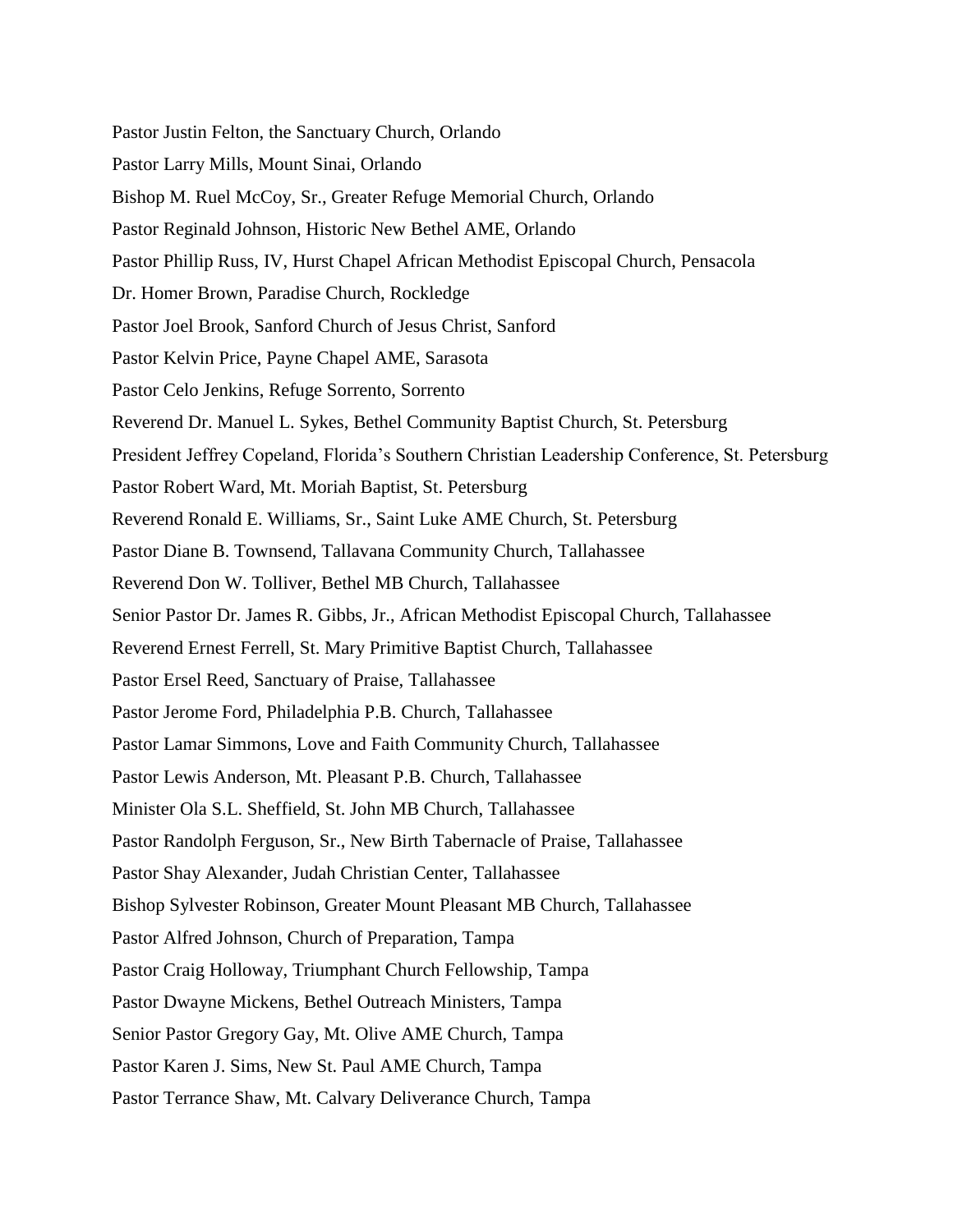Pastor Justin Felton, the Sanctuary Church, Orlando

Pastor Larry Mills, Mount Sinai, Orlando

Bishop M. Ruel McCoy, Sr., Greater Refuge Memorial Church, Orlando

Pastor Reginald Johnson, Historic New Bethel AME, Orlando

Pastor Phillip Russ, IV, Hurst Chapel African Methodist Episcopal Church, Pensacola

Dr. Homer Brown, Paradise Church, Rockledge

Pastor Joel Brook, Sanford Church of Jesus Christ, Sanford

Pastor Kelvin Price, Payne Chapel AME, Sarasota

Pastor Celo Jenkins, Refuge Sorrento, Sorrento

Reverend Dr. Manuel L. Sykes, Bethel Community Baptist Church, St. Petersburg

President Jeffrey Copeland, Florida's Southern Christian Leadership Conference, St. Petersburg

Pastor Robert Ward, Mt. Moriah Baptist, St. Petersburg

Reverend Ronald E. Williams, Sr., Saint Luke AME Church, St. Petersburg

Pastor Diane B. Townsend, Tallavana Community Church, Tallahassee

Reverend Don W. Tolliver, Bethel MB Church, Tallahassee

Senior Pastor Dr. James R. Gibbs, Jr., African Methodist Episcopal Church, Tallahassee

Reverend Ernest Ferrell, St. Mary Primitive Baptist Church, Tallahassee

Pastor Ersel Reed, Sanctuary of Praise, Tallahassee

Pastor Jerome Ford, Philadelphia P.B. Church, Tallahassee

Pastor Lamar Simmons, Love and Faith Community Church, Tallahassee

Pastor Lewis Anderson, Mt. Pleasant P.B. Church, Tallahassee

Minister Ola S.L. Sheffield, St. John MB Church, Tallahassee

Pastor Randolph Ferguson, Sr., New Birth Tabernacle of Praise, Tallahassee

Pastor Shay Alexander, Judah Christian Center, Tallahassee

Bishop Sylvester Robinson, Greater Mount Pleasant MB Church, Tallahassee

Pastor Alfred Johnson, Church of Preparation, Tampa

Pastor Craig Holloway, Triumphant Church Fellowship, Tampa

Pastor Dwayne Mickens, Bethel Outreach Ministers, Tampa

Senior Pastor Gregory Gay, Mt. Olive AME Church, Tampa

Pastor Karen J. Sims, New St. Paul AME Church, Tampa

Pastor Terrance Shaw, Mt. Calvary Deliverance Church, Tampa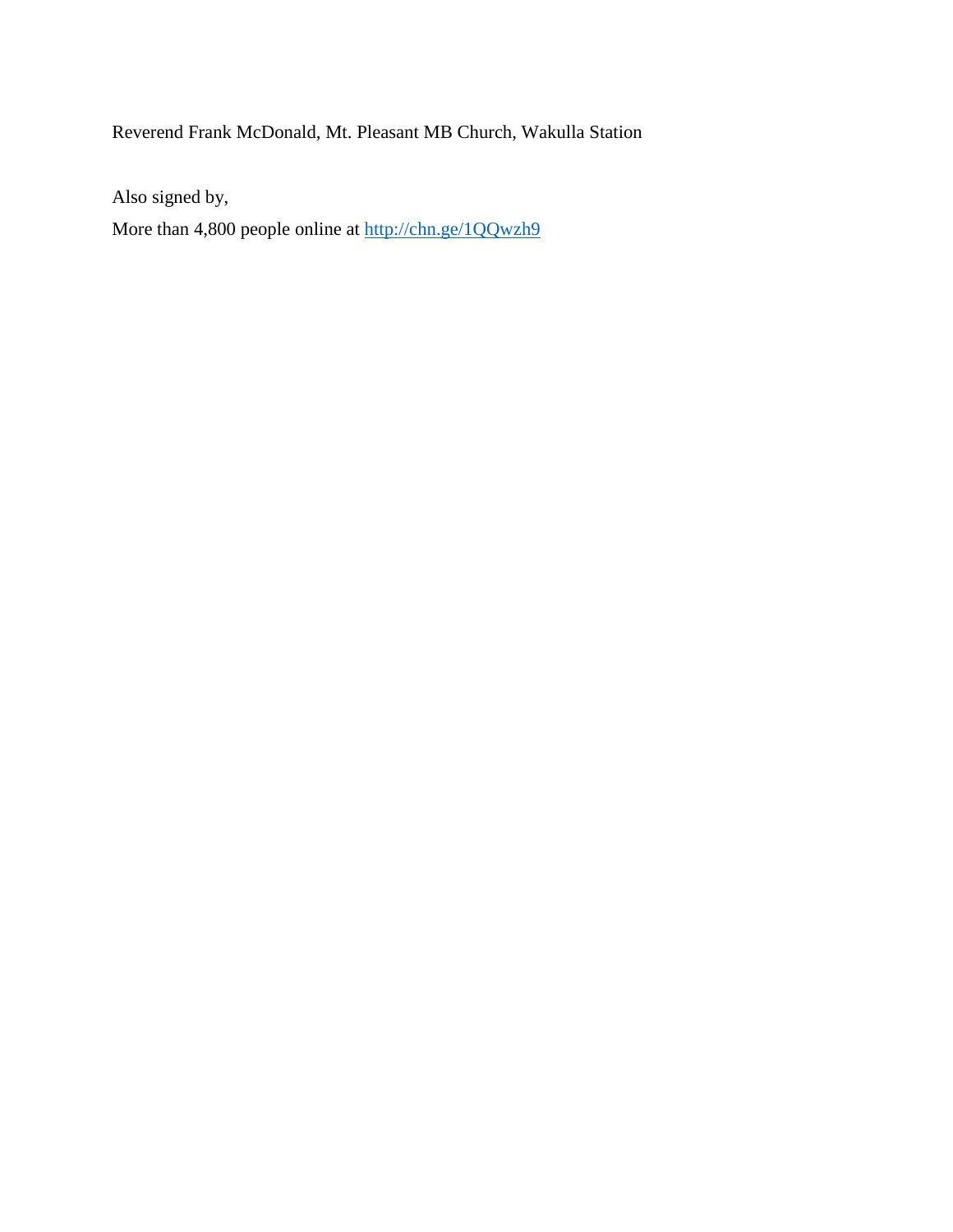Reverend Frank McDonald, Mt. Pleasant MB Church, Wakulla Station

Also signed by,

More than 4,800 people online at [http://chn.ge/1QQwzh9](http://chn.ge/1QQwzh9)